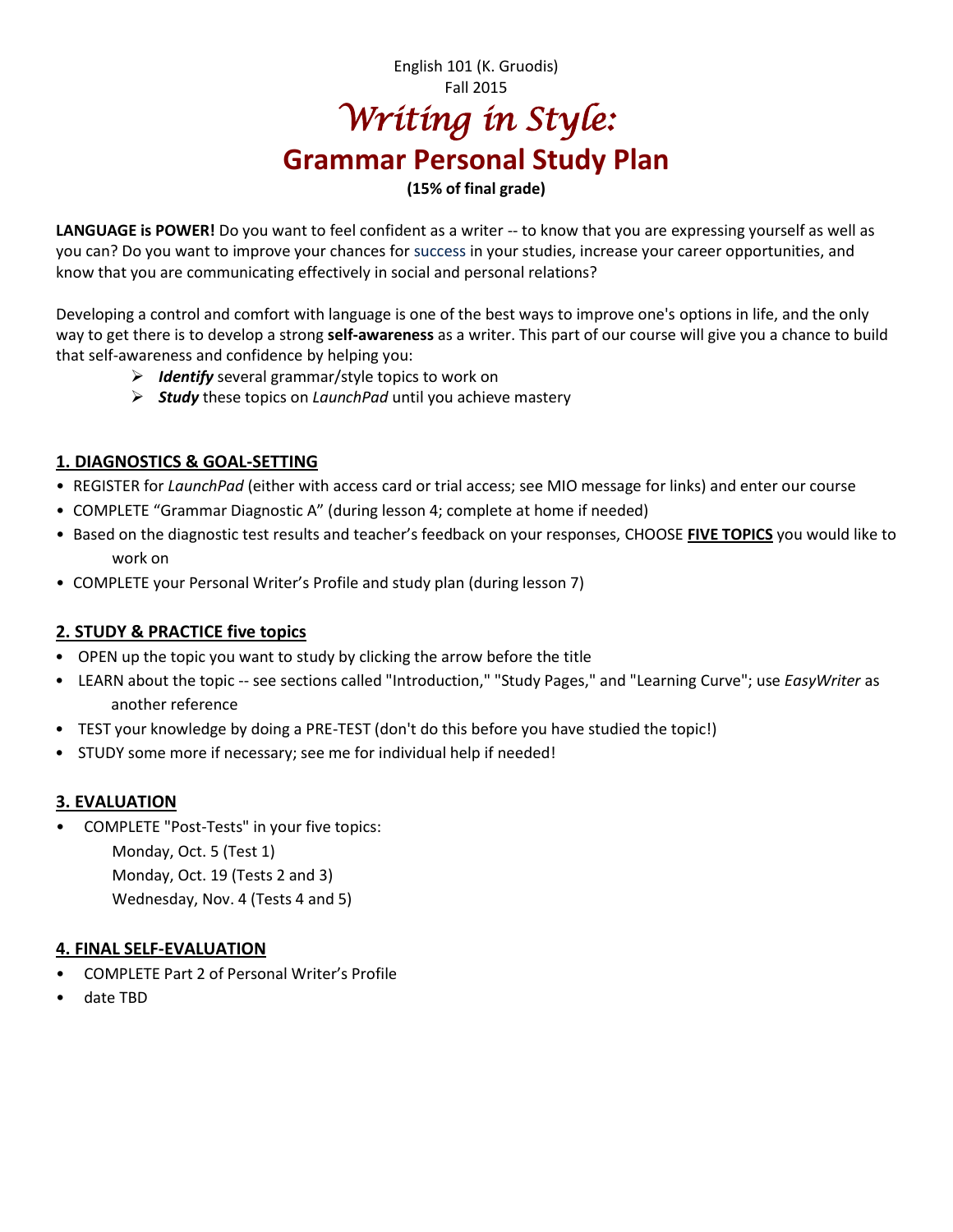English 101 (K. Gruodis)

Fall 2015

# *Writing in Style:*

# Grammar Personal Study Plan

**(15% of final grade)**

**LANGUAGE is POWER!** Do you want to feel confident as a writer -- to know that you are expressing yourself as well as you can? Do you want to improve your chances for success in your studies, increase your career opportunities, and know that you are communicating effectively in social and personal relations?

Developing a control and comfort with language is one of the best ways to improve one's options in life, and the only way to get there is to develop a strong **self-awareness** as a writer. This part of our course will give you a chance to build that self-awareness and confidence by helping you:

- ***Identify*** several grammar/style topics to work on
- ***Study*** these topics on *LaunchPad* until you achieve mastery

## 1. DIAGNOSTICS & GOAL-SETTING

- REGISTER for *LaunchPad* (either with access card or trial access; see MIO message for links) and enter our course
- COMPLETE "Grammar Diagnostic A" (during lesson 4; complete at home if needed)
- Based on the diagnostic test results and teacher's feedback on your responses, CHOOSE **FIVE TOPICS** you would like to work on
- COMPLETE your Personal Writer's Profile and study plan (during lesson 7)

## 2. STUDY & PRACTICE five topics

- OPEN up the topic you want to study by clicking the arrow before the title
- LEARN about the topic -- see sections called "Introduction," "Study Pages," and "Learning Curve"; use *EasyWriter* as another reference
- TEST your knowledge by doing a PRE-TEST (don't do this before you have studied the topic!)
- STUDY some more if necessary; see me for individual help if needed!

## 3. EVALUATION

- COMPLETE "Post-Tests" in your five topics:
  - Monday, Oct. 5 (Test 1)
  - Monday, Oct. 19 (Tests 2 and 3)
  - Wednesday, Nov. 4 (Tests 4 and 5)

## 4. FINAL SELF-EVALUATION

- COMPLETE Part 2 of Personal Writer's Profile
- date TBD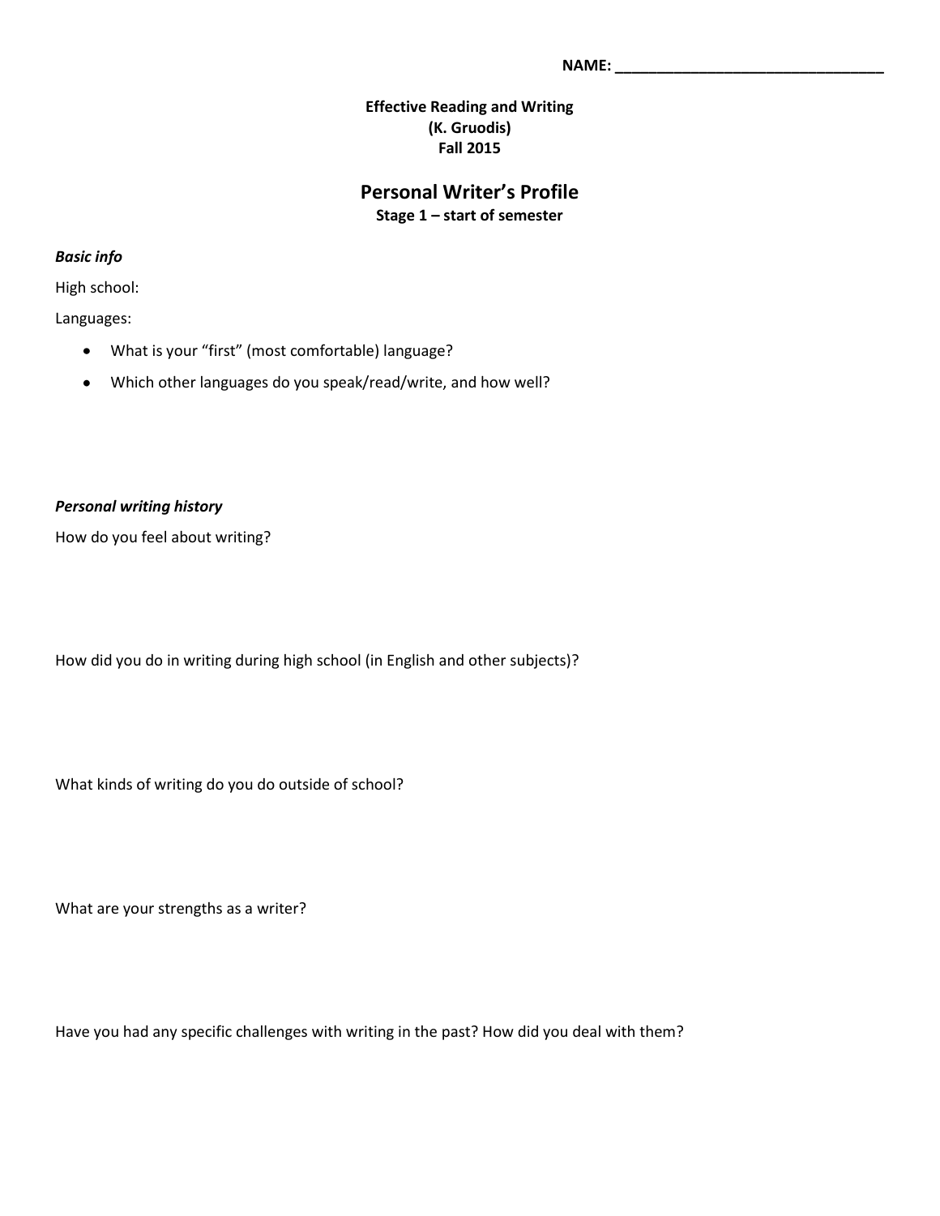NAME: ________________________________

**Effective Reading and Writing**
**(K. Gruodis)**
**Fall 2015**

## Personal Writer's Profile

**Stage 1 – start of semester**

***Basic info***

High school:

Languages:

- What is your "first" (most comfortable) language?
- Which other languages do you speak/read/write, and how well?

***Personal writing history***

How do you feel about writing?

How did you do in writing during high school (in English and other subjects)?

What kinds of writing do you do outside of school?

What are your strengths as a writer?

Have you had any specific challenges with writing in the past? How did you deal with them?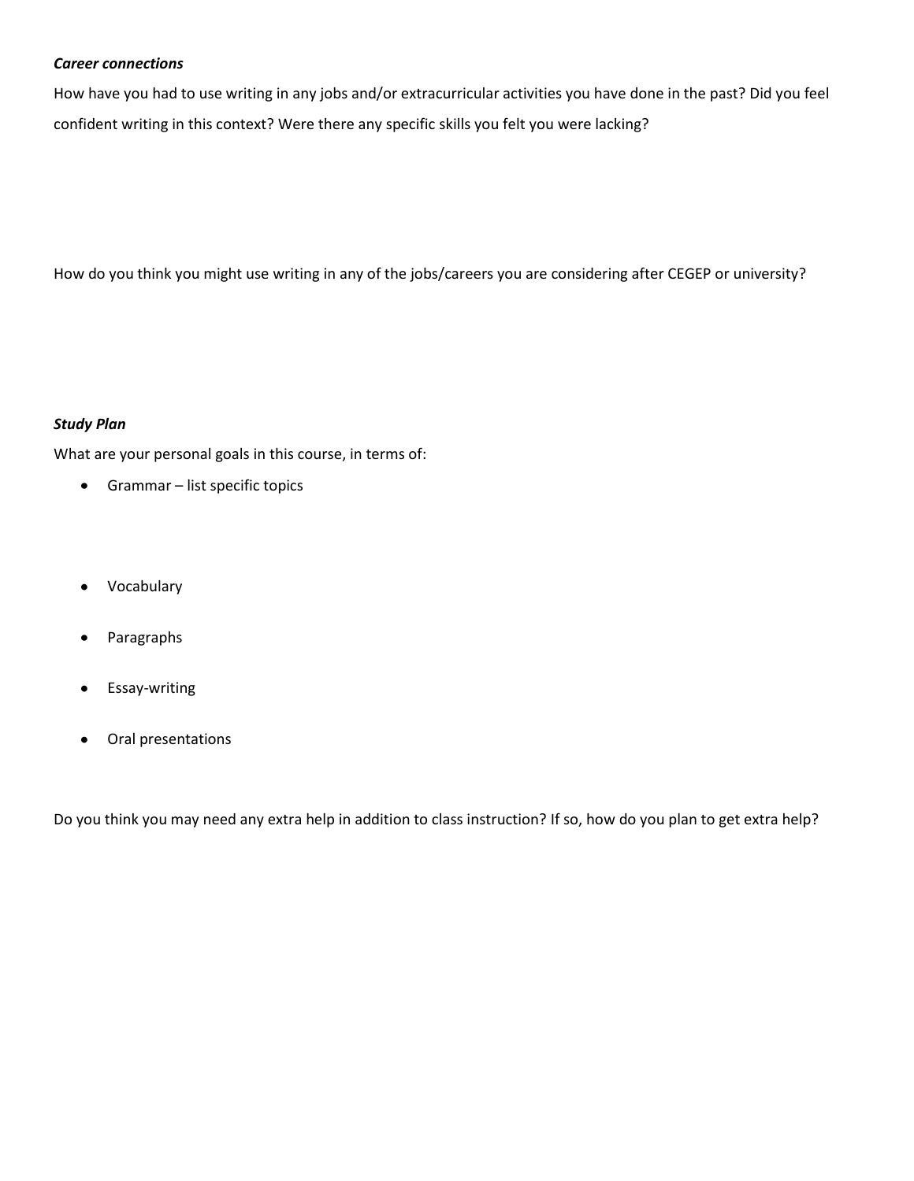***Career connections***

How have you had to use writing in any jobs and/or extracurricular activities you have done in the past? Did you feel confident writing in this context? Were there any specific skills you felt you were lacking?

How do you think you might use writing in any of the jobs/careers you are considering after CEGEP or university?

***Study Plan***

What are your personal goals in this course, in terms of:

- Grammar – list specific topics
- Vocabulary
- Paragraphs
- Essay-writing
- Oral presentations

Do you think you may need any extra help in addition to class instruction? If so, how do you plan to get extra help?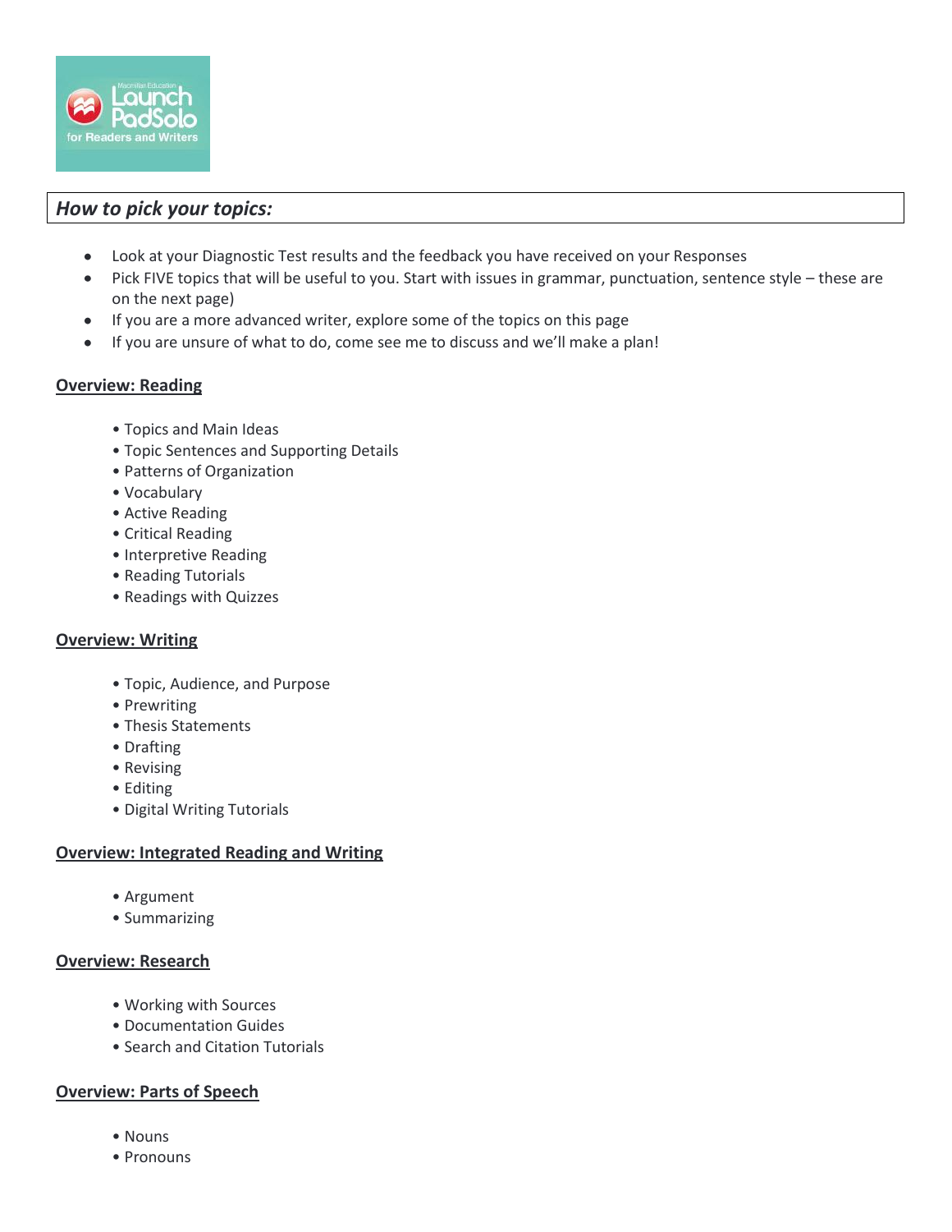## *How to pick your topics:*

- Look at your Diagnostic Test results and the feedback you have received on your Responses
- Pick FIVE topics that will be useful to you. Start with issues in grammar, punctuation, sentence style – these are on the next page)
- If you are a more advanced writer, explore some of the topics on this page
- If you are unsure of what to do, come see me to discuss and we'll make a plan!

### Overview: Reading

- Topics and Main Ideas
- Topic Sentences and Supporting Details
- Patterns of Organization
- Vocabulary
- Active Reading
- Critical Reading
- Interpretive Reading
- Reading Tutorials
- Readings with Quizzes

### Overview: Writing

- Topic, Audience, and Purpose
- Prewriting
- Thesis Statements
- Drafting
- Revising
- Editing
- Digital Writing Tutorials

### Overview: Integrated Reading and Writing

- Argument
- Summarizing

### Overview: Research

- Working with Sources
- Documentation Guides
- Search and Citation Tutorials

### Overview: Parts of Speech

- Nouns
- Pronouns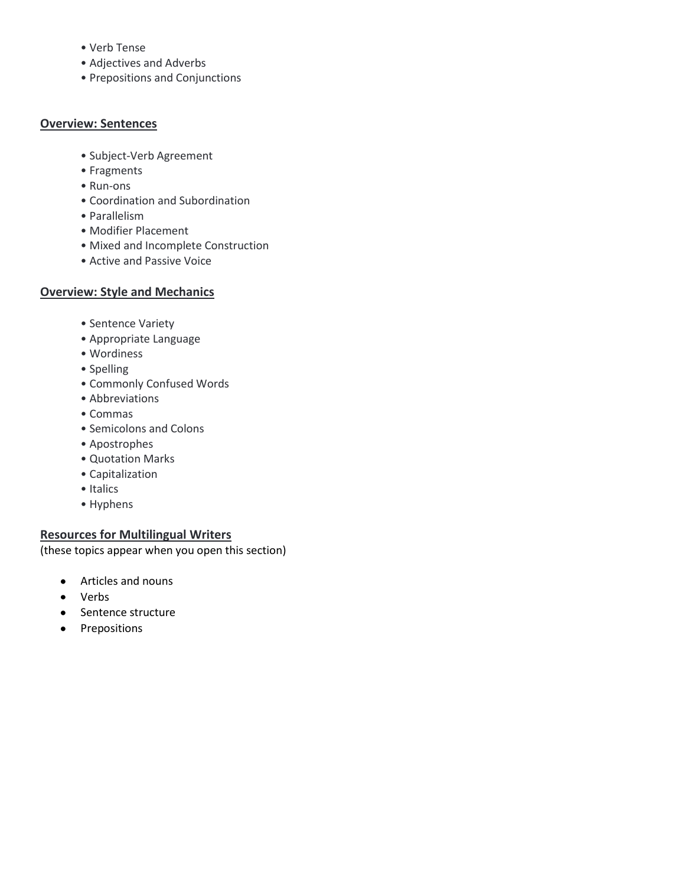- Verb Tense
- Adjectives and Adverbs
- Prepositions and Conjunctions

**Overview: Sentences**

- Subject-Verb Agreement
- Fragments
- Run-ons
- Coordination and Subordination
- Parallelism
- Modifier Placement
- Mixed and Incomplete Construction
- Active and Passive Voice

**Overview: Style and Mechanics**

- Sentence Variety
- Appropriate Language
- Wordiness
- Spelling
- Commonly Confused Words
- Abbreviations
- Commas
- Semicolons and Colons
- Apostrophes
- Quotation Marks
- Capitalization
- Italics
- Hyphens

**Resources for Multilingual Writers**

(these topics appear when you open this section)

- Articles and nouns
- Verbs
- Sentence structure
- Prepositions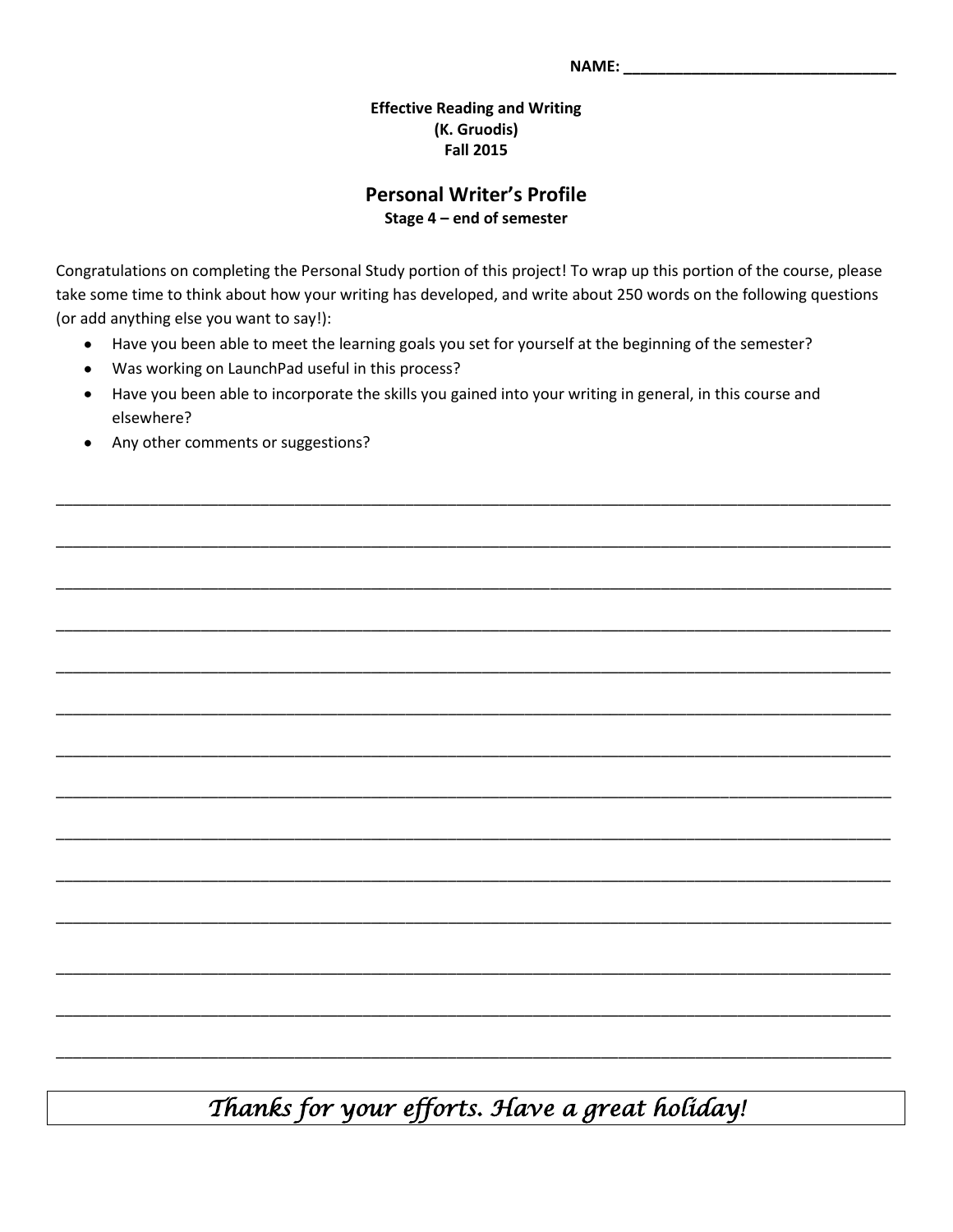NAME: ________________________________

**Effective Reading and Writing**
**(K. Gruodis)**
**Fall 2015**

## Personal Writer's Profile

**Stage 4 – end of semester**

Congratulations on completing the Personal Study portion of this project! To wrap up this portion of the course, please take some time to think about how your writing has developed, and write about 250 words on the following questions (or add anything else you want to say!):

- Have you been able to meet the learning goals you set for yourself at the beginning of the semester?
- Was working on LaunchPad useful in this process?
- Have you been able to incorporate the skills you gained into your writing in general, in this course and elsewhere?
- Any other comments or suggestions?

____________________________________________________________________________

____________________________________________________________________________

____________________________________________________________________________

____________________________________________________________________________

____________________________________________________________________________

____________________________________________________________________________

____________________________________________________________________________

____________________________________________________________________________

____________________________________________________________________________

____________________________________________________________________________

____________________________________________________________________________

____________________________________________________________________________

____________________________________________________________________________

____________________________________________________________________________

*Thanks for your efforts. Have a great holiday!*